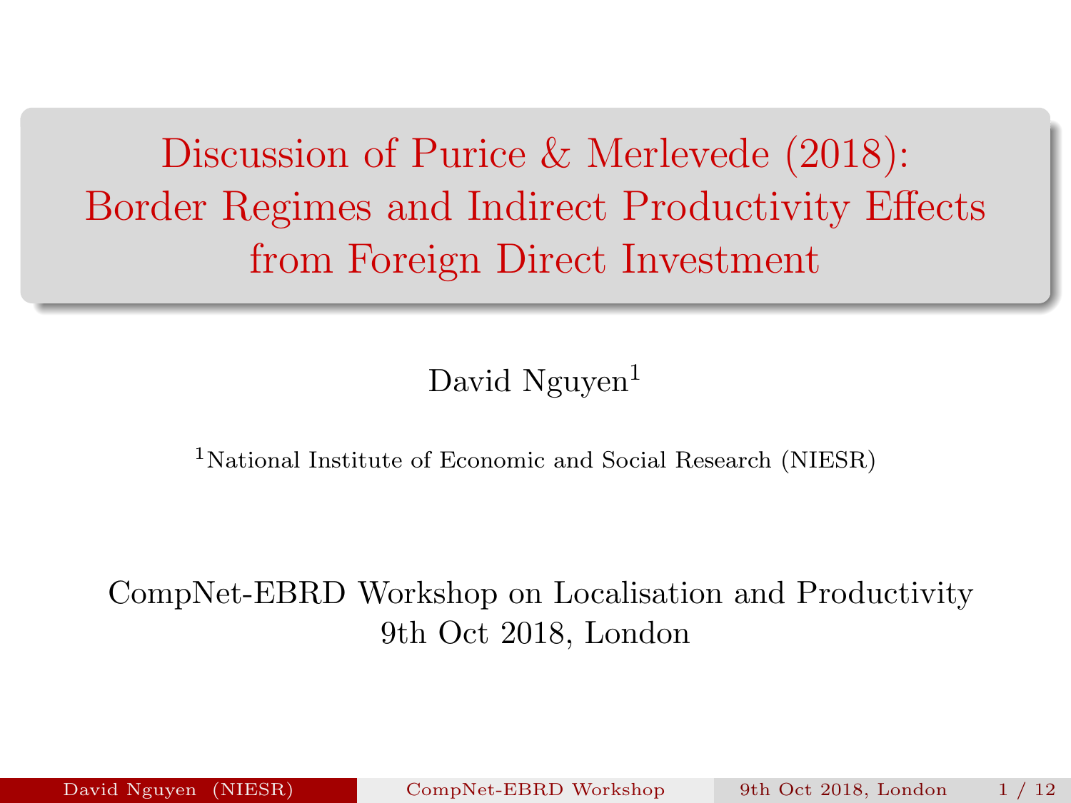# Discussion of Purice & Merlevede (2018): Border Regimes and Indirect Productivity Effects from Foreign Direct Investment

David Nguyen[1]

[1]National Institute of Economic and Social Research (NIESR)

CompNet-EBRD Workshop on Localisation and Productivity
9th Oct 2018, London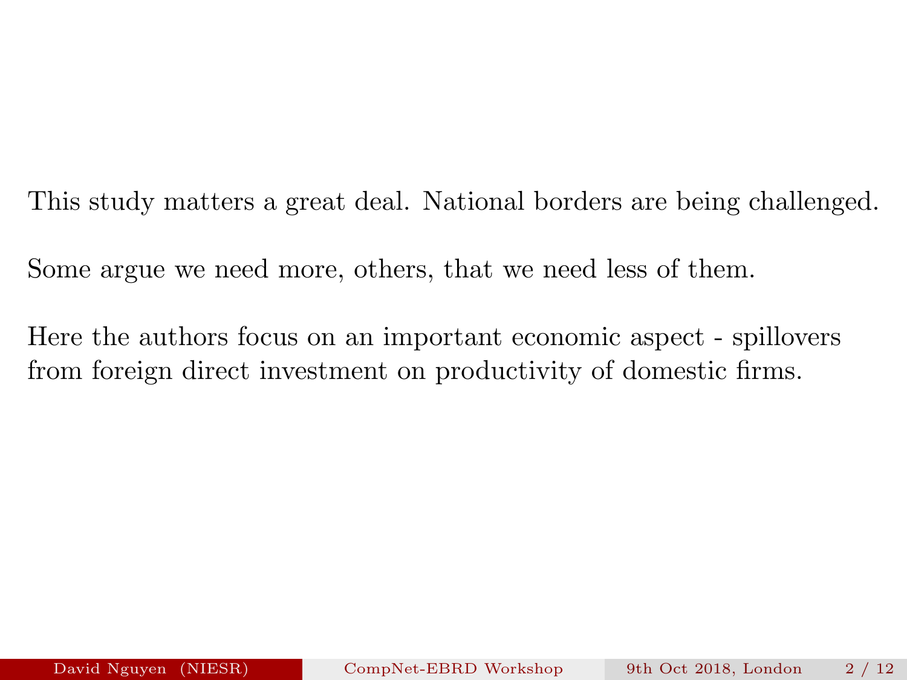This study matters a great deal. National borders are being challenged.

Some argue we need more, others, that we need less of them.

Here the authors focus on an important economic aspect - spillovers from foreign direct investment on productivity of domestic firms.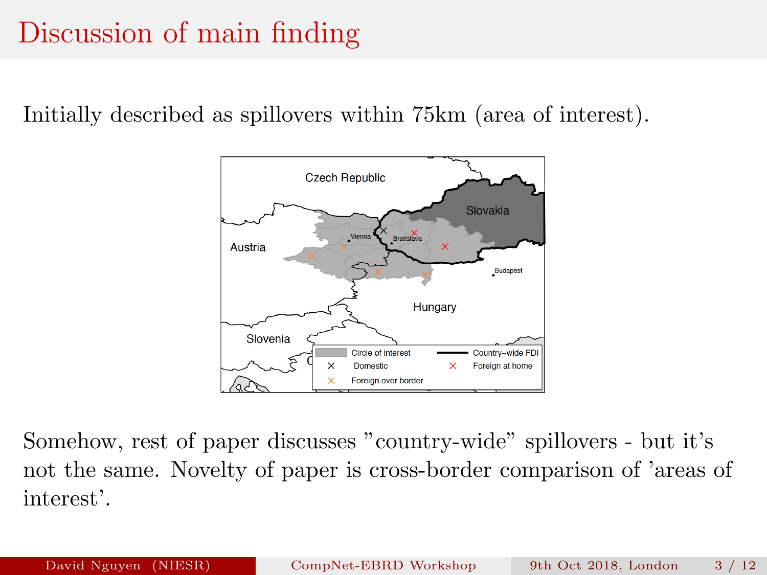# Discussion of main finding

Initially described as spillovers within 75km (area of interest).

Somehow, rest of paper discusses "country-wide" spillovers - but it's not the same. Novelty of paper is cross-border comparison of 'areas of interest'.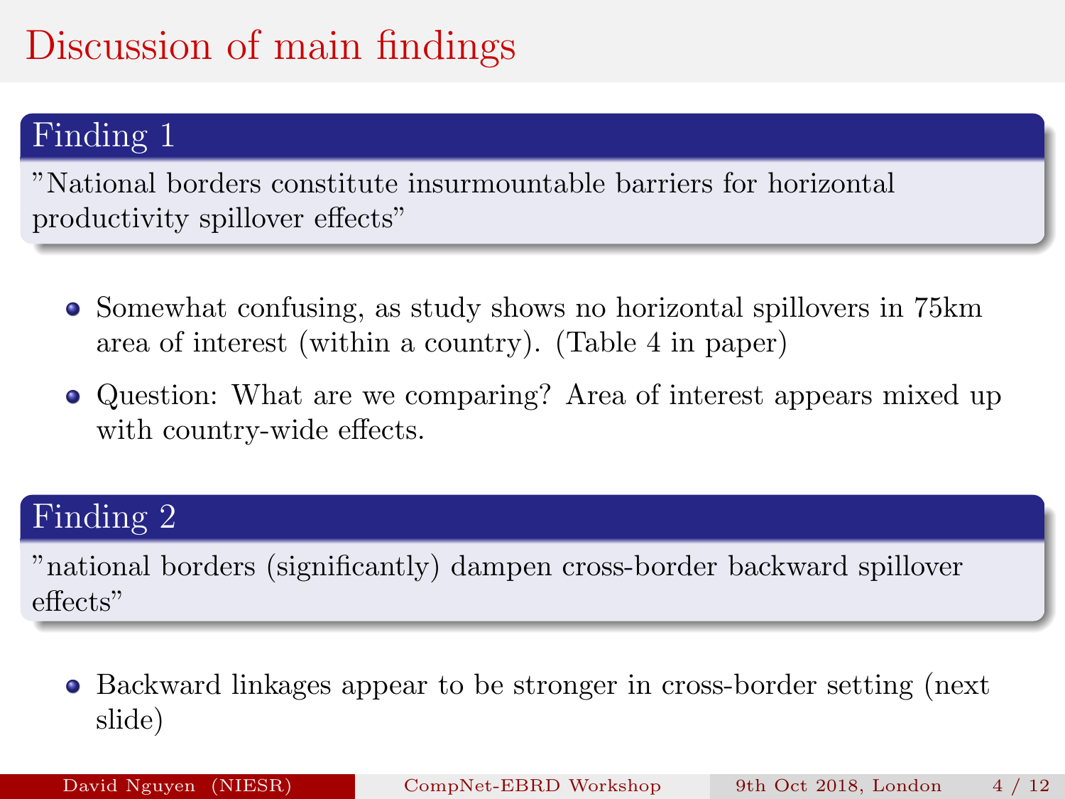# Discussion of main findings

## Finding 1

"National borders constitute insurmountable barriers for horizontal productivity spillover effects"

- Somewhat confusing, as study shows no horizontal spillovers in 75km area of interest (within a country). (Table 4 in paper)
- Question: What are we comparing? Area of interest appears mixed up with country-wide effects.

## Finding 2

"national borders (significantly) dampen cross-border backward spillover effects"

- Backward linkages appear to be stronger in cross-border setting (next slide)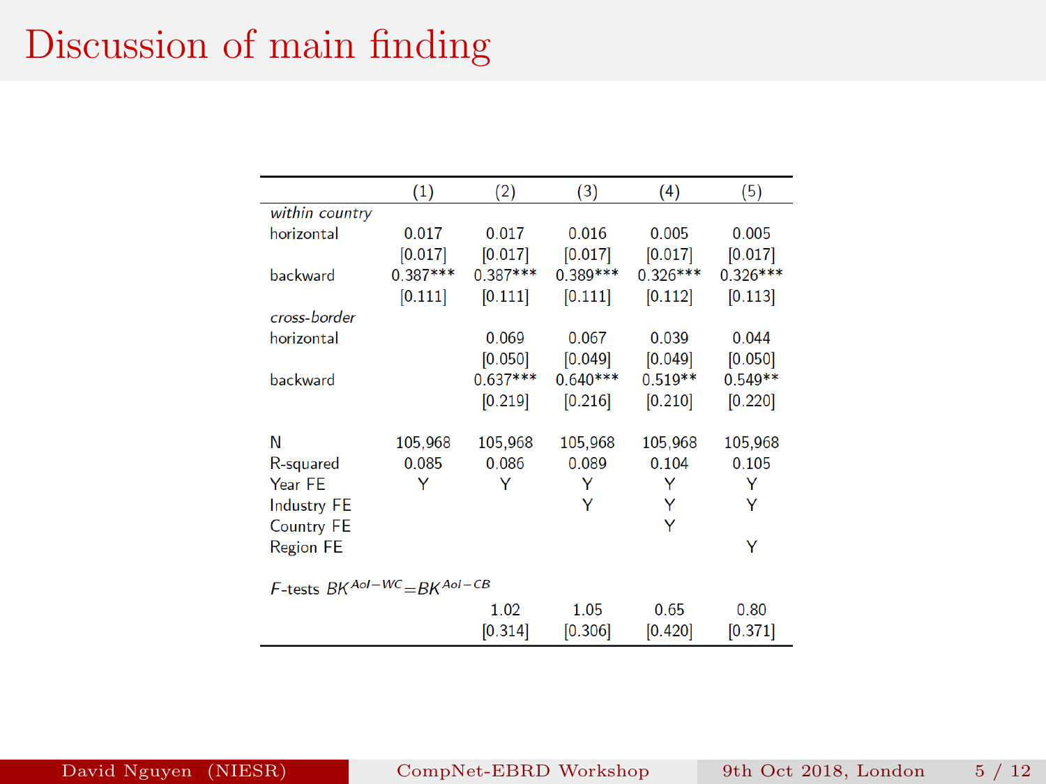# Discussion of main finding

| | (1) | (2) | (3) | (4) | (5) |
|---|---|---|---|---|---|
| *within country* | | | | | |
| horizontal | 0.017 | 0.017 | 0.016 | 0.005 | 0.005 |
| | [0.017] | [0.017] | [0.017] | [0.017] | [0.017] |
| backward | 0.387*** | 0.387*** | 0.389*** | 0.326*** | 0.326*** |
| | [0.111] | [0.111] | [0.111] | [0.112] | [0.113] |
| *cross-border* | | | | | |
| horizontal | | 0.069 | 0.067 | 0.039 | 0.044 |
| | | [0.050] | [0.049] | [0.049] | [0.050] |
| backward | | 0.637*** | 0.640*** | 0.519** | 0.549** |
| | | [0.219] | [0.216] | [0.210] | [0.220] |
| N | 105,968 | 105,968 | 105,968 | 105,968 | 105,968 |
| R-squared | 0.085 | 0.086 | 0.089 | 0.104 | 0.105 |
| Year FE | Y | Y | Y | Y | Y |
| Industry FE | | | Y | Y | Y |
| Country FE | | | | Y | |
| Region FE | | | | | Y |
| *F*-tests $BK^{AoI-WC}$=$BK^{AoI-CB}$ | | | | | |
| | | 1.02 | 1.05 | 0.65 | 0.80 |
| | | [0.314] | [0.306] | [0.420] | [0.371] |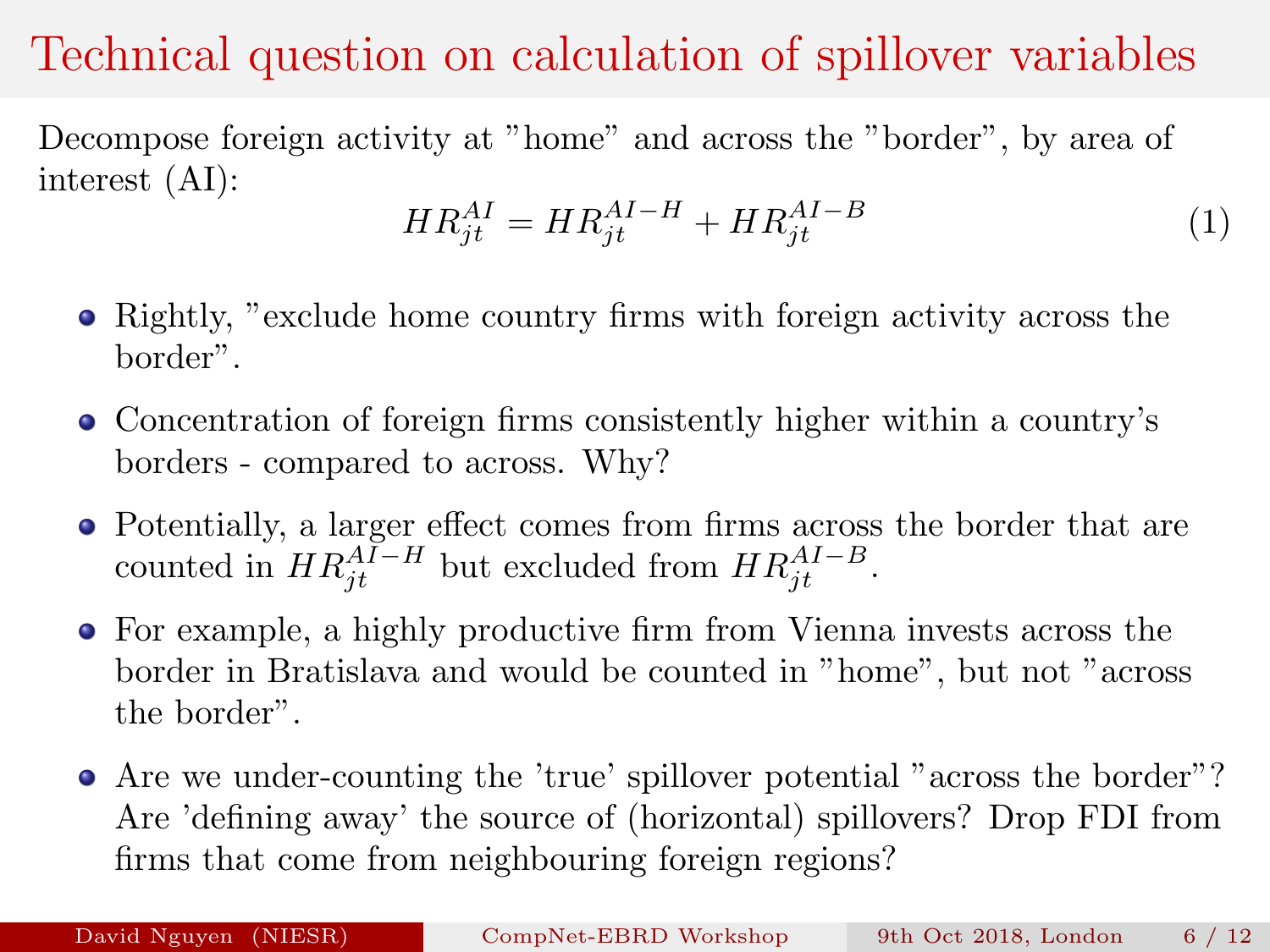# Technical question on calculation of spillover variables

Decompose foreign activity at "home" and across the "border", by area of interest (AI):

$$HR_{jt}^{AI} = HR_{jt}^{AI-H} + HR_{jt}^{AI-B} \quad (1)$$

- Rightly, "exclude home country firms with foreign activity across the border".
- Concentration of foreign firms consistently higher within a country's borders - compared to across. Why?
- Potentially, a larger effect comes from firms across the border that are counted in $HR_{jt}^{AI-H}$ but excluded from $HR_{jt}^{AI-B}$.
- For example, a highly productive firm from Vienna invests across the border in Bratislava and would be counted in "home", but not "across the border".
- Are we under-counting the 'true' spillover potential "across the border"? Are 'defining away' the source of (horizontal) spillovers? Drop FDI from firms that come from neighbouring foreign regions?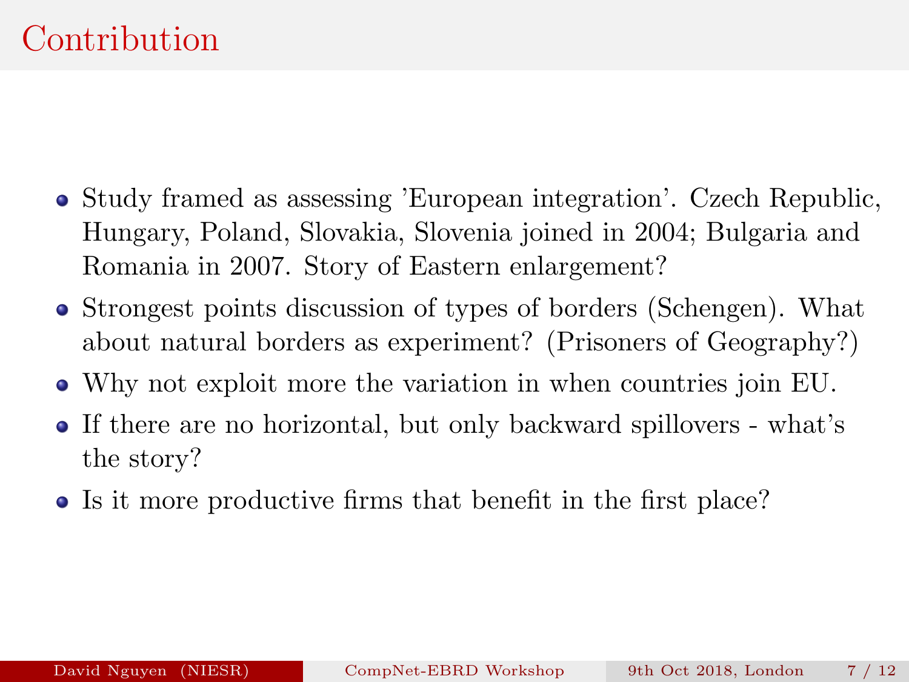# Contribution

- Study framed as assessing 'European integration'. Czech Republic, Hungary, Poland, Slovakia, Slovenia joined in 2004; Bulgaria and Romania in 2007. Story of Eastern enlargement?
- Strongest points discussion of types of borders (Schengen). What about natural borders as experiment? (Prisoners of Geography?)
- Why not exploit more the variation in when countries join EU.
- If there are no horizontal, but only backward spillovers - what's the story?
- Is it more productive firms that benefit in the first place?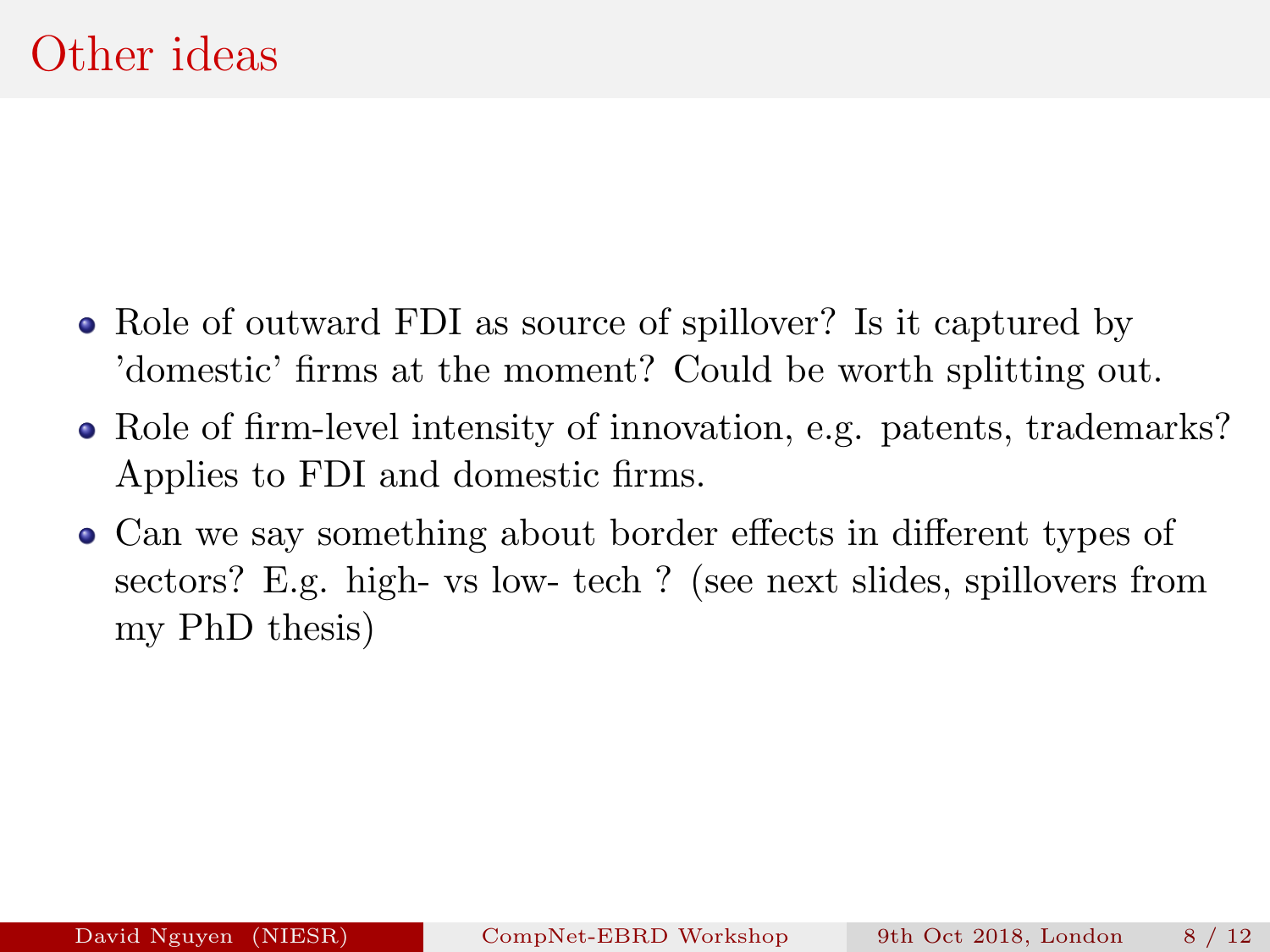# Other ideas

- Role of outward FDI as source of spillover? Is it captured by 'domestic' firms at the moment? Could be worth splitting out.
- Role of firm-level intensity of innovation, e.g. patents, trademarks? Applies to FDI and domestic firms.
- Can we say something about border effects in different types of sectors? E.g. high- vs low- tech ? (see next slides, spillovers from my PhD thesis)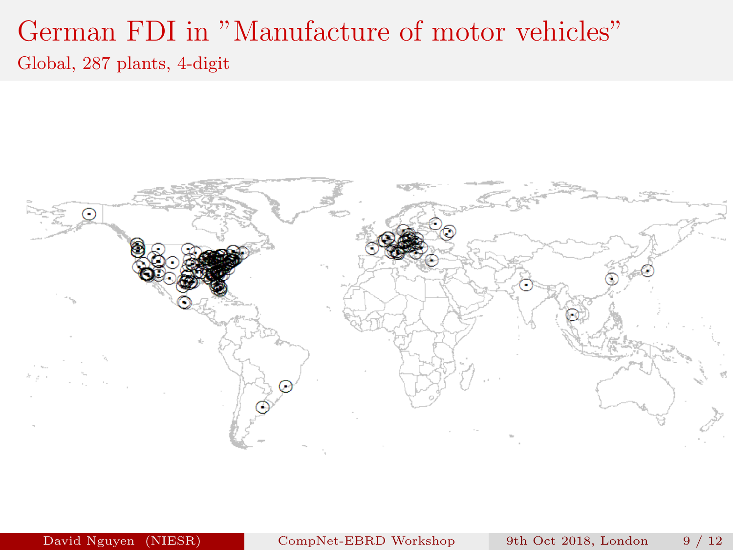# German FDI in "Manufacture of motor vehicles"

Global, 287 plants, 4-digit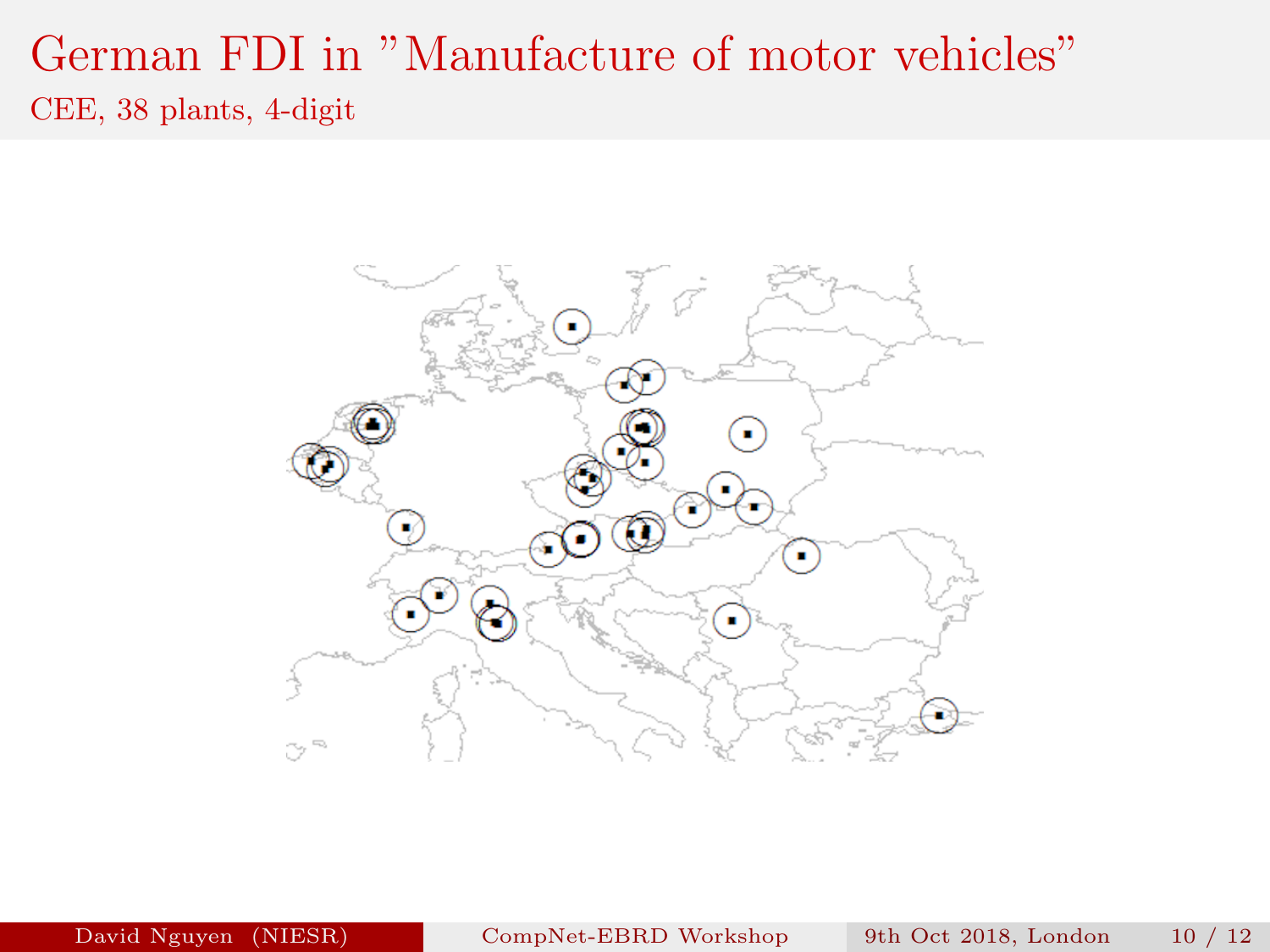# German FDI in "Manufacture of motor vehicles"

CEE, 38 plants, 4-digit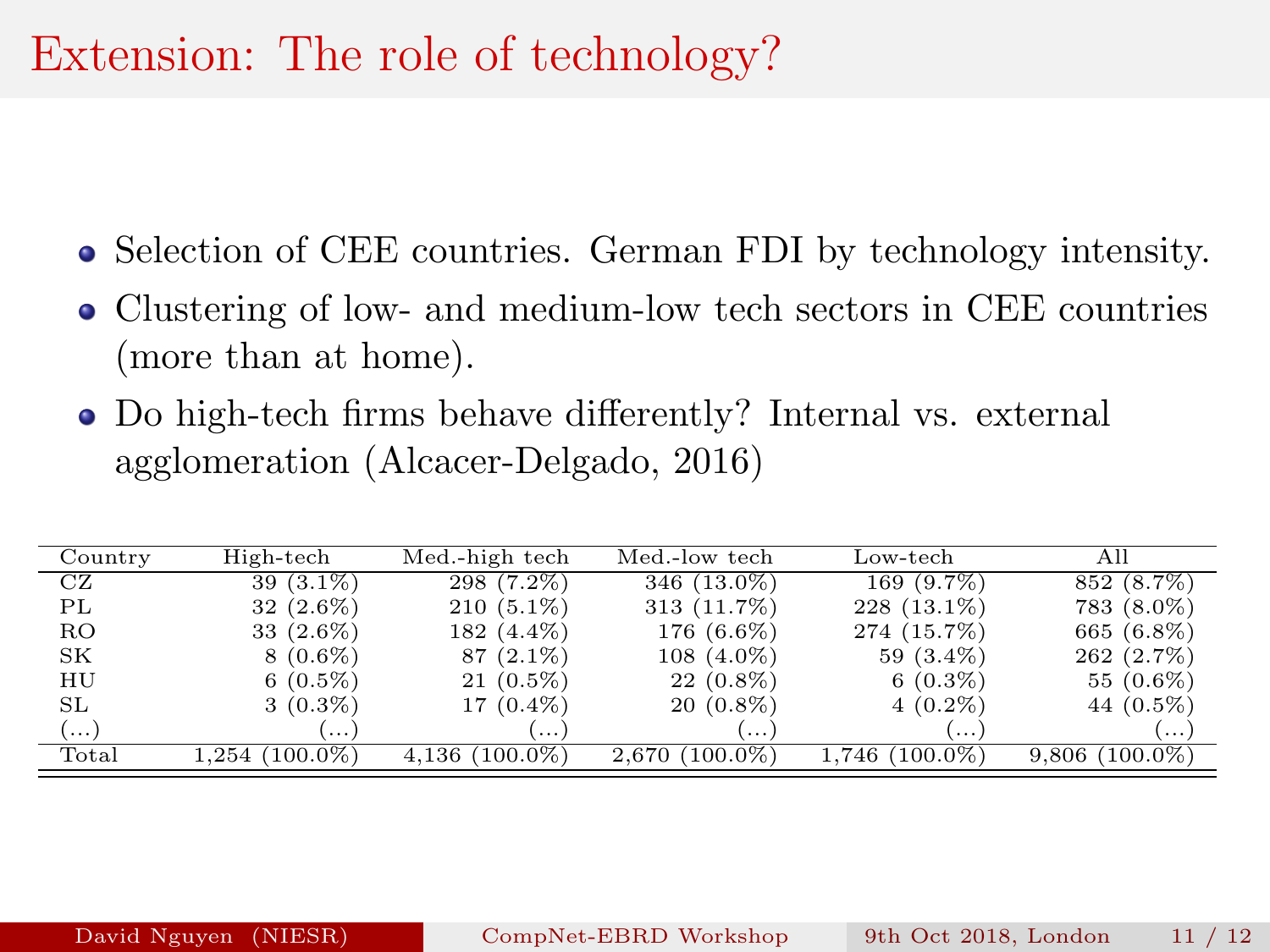# Extension: The role of technology?

- Selection of CEE countries. German FDI by technology intensity.
- Clustering of low- and medium-low tech sectors in CEE countries (more than at home).
- Do high-tech firms behave differently? Internal vs. external agglomeration (Alcacer-Delgado, 2016)

| Country | High-tech | Med.-high tech | Med.-low tech | Low-tech | All |
|---|---|---|---|---|---|
| CZ | 39 (3.1%) | 298 (7.2%) | 346 (13.0%) | 169 (9.7%) | 852 (8.7%) |
| PL | 32 (2.6%) | 210 (5.1%) | 313 (11.7%) | 228 (13.1%) | 783 (8.0%) |
| RO | 33 (2.6%) | 182 (4.4%) | 176 (6.6%) | 274 (15.7%) | 665 (6.8%) |
| SK | 8 (0.6%) | 87 (2.1%) | 108 (4.0%) | 59 (3.4%) | 262 (2.7%) |
| HU | 6 (0.5%) | 21 (0.5%) | 22 (0.8%) | 6 (0.3%) | 55 (0.6%) |
| SL | 3 (0.3%) | 17 (0.4%) | 20 (0.8%) | 4 (0.2%) | 44 (0.5%) |
| (...) | (...) | (...) | (...) | (...) | (...) |
| Total | 1,254 (100.0%) | 4,136 (100.0%) | 2,670 (100.0%) | 1,746 (100.0%) | 9,806 (100.0%) |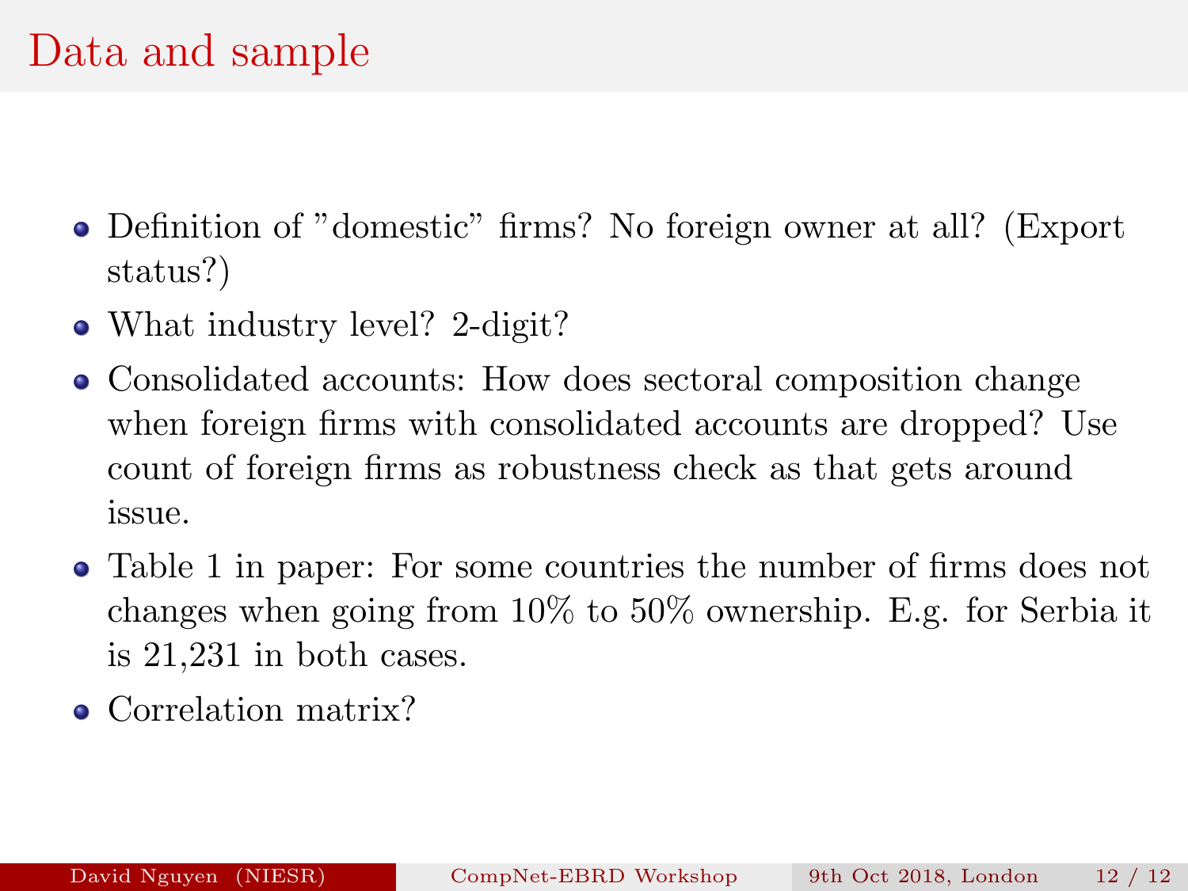# Data and sample

- Definition of "domestic" firms? No foreign owner at all? (Export status?)
- What industry level? 2-digit?
- Consolidated accounts: How does sectoral composition change when foreign firms with consolidated accounts are dropped? Use count of foreign firms as robustness check as that gets around issue.
- Table 1 in paper: For some countries the number of firms does not changes when going from 10% to 50% ownership. E.g. for Serbia it is 21,231 in both cases.
- Correlation matrix?